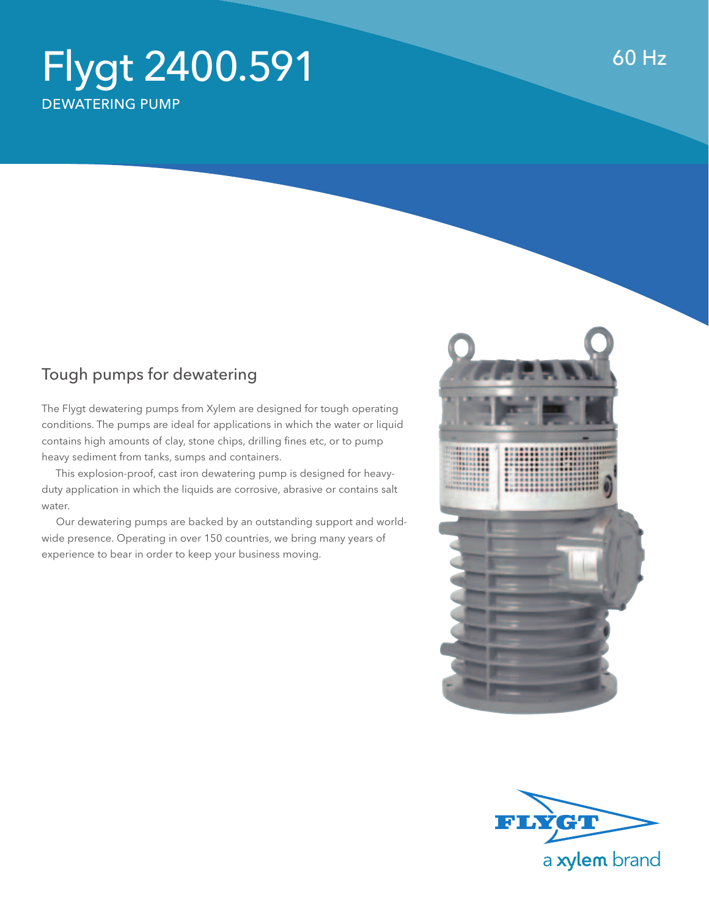# Flygt 2400.591

DEWATERING PUMP

60 Hz

## Tough pumps for dewatering

The Flygt dewatering pumps from Xylem are designed for tough operating conditions. The pumps are ideal for applications in which the water or liquid contains high amounts of clay, stone chips, drilling fines etc, or to pump heavy sediment from tanks, sumps and containers.

This explosion-proof, cast iron dewatering pump is designed for heavy-duty application in which the liquids are corrosive, abrasive or contains salt water.

Our dewatering pumps are backed by an outstanding support and world-wide presence. Operating in over 150 countries, we bring many years of experience to bear in order to keep your business moving.

FLYGT a xylem brand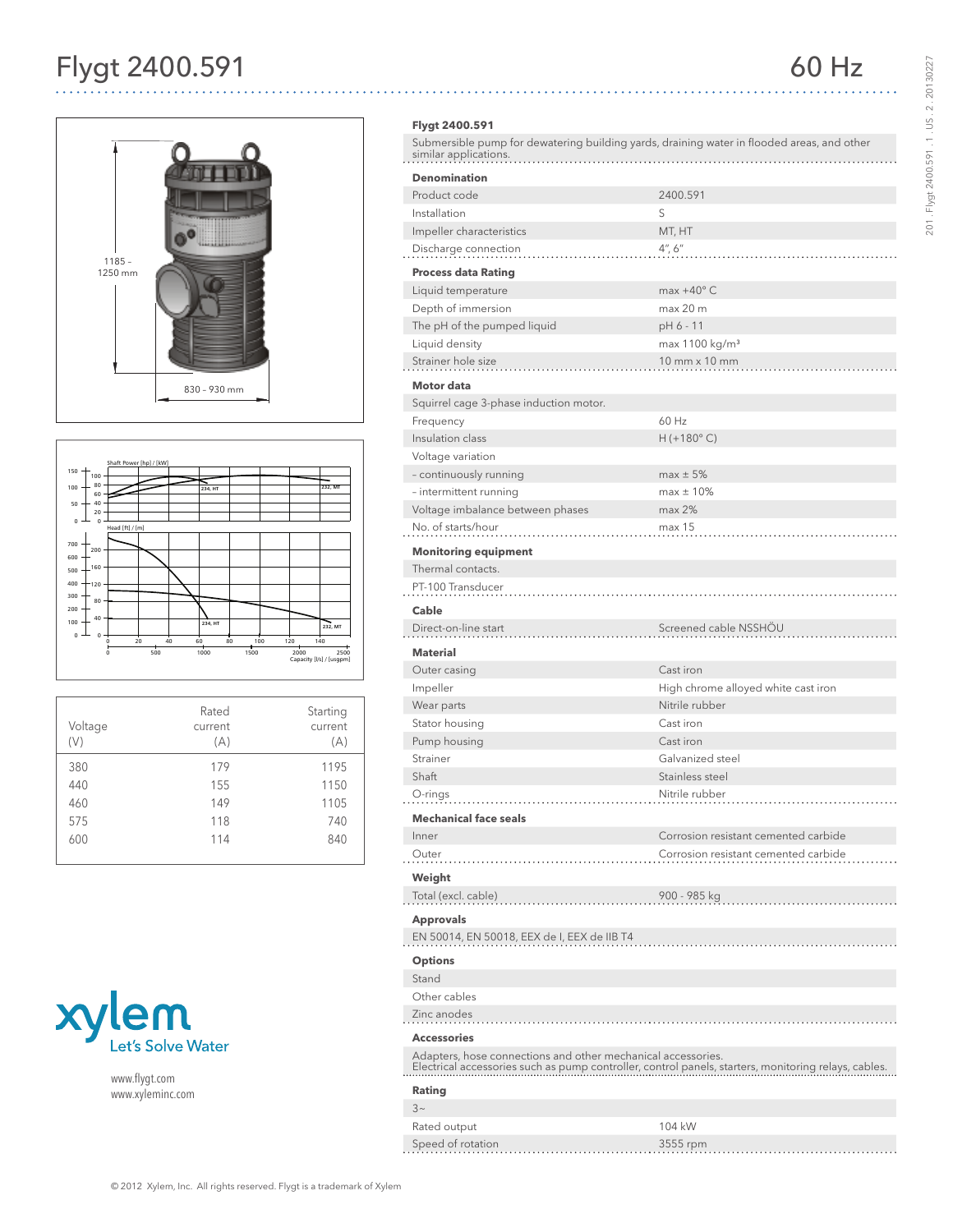# Flygt 2400.591

60 Hz

1185 – 1250 mm

830 - 930 mm

Shaft Power [hp] / [kW]

150
100
50
0

100
80
60
40
20
0

234, HT
232, MT

Head [ft] / [m]

700
600
500
400
300
200
100
0

200
160
120
80
40
0

234, HT
232, MT

0 20 40 60 80 100 120 140

0 500 1000 1500 2000 2500

Capacity [l/s] / [usgpm]

| Voltage (V) | Rated current (A) | Starting current (A) |
|---|---|---|
| 380 | 179 | 1195 |
| 440 | 155 | 1150 |
| 460 | 149 | 1105 |
| 575 | 118 | 740 |
| 600 | 114 | 840 |

xylem
Let's Solve Water

www.flygt.com
www.xyleminc.com

## Flygt 2400.591

Submersible pump for dewatering building yards, draining water in flooded areas, and other similar applications.

### Denomination

| | |
|---|---|
| Product code | 2400.591 |
| Installation | S |
| Impeller characteristics | MT, HT |
| Discharge connection | 4", 6" |

### Process data Rating

| | |
|---|---|
| Liquid temperature | max +40° C |
| Depth of immersion | max 20 m |
| The pH of the pumped liquid | pH 6 - 11 |
| Liquid density | max 1100 kg/m³ |
| Strainer hole size | 10 mm x 10 mm |

### Motor data

Squirrel cage 3-phase induction motor.

| | |
|---|---|
| Frequency | 60 Hz |
| Insulation class | H (+180° C) |
| Voltage variation | |
| – continuously running | max ± 5% |
| – intermittent running | max ± 10% |
| Voltage imbalance between phases | max 2% |
| No. of starts/hour | max 15 |

### Monitoring equipment

Thermal contacts.

PT-100 Transducer

### Cable

| | |
|---|---|
| Direct-on-line start | Screened cable NSSHÖU |

### Material

| | |
|---|---|
| Outer casing | Cast iron |
| Impeller | High chrome alloyed white cast iron |
| Wear parts | Nitrile rubber |
| Stator housing | Cast iron |
| Pump housing | Cast iron |
| Strainer | Galvanized steel |
| Shaft | Stainless steel |
| O-rings | Nitrile rubber |

### Mechanical face seals

| | |
|---|---|
| Inner | Corrosion resistant cemented carbide |
| Outer | Corrosion resistant cemented carbide |

### Weight

| | |
|---|---|
| Total (excl. cable) | 900 - 985 kg |

### Approvals

EN 50014, EN 50018, EEX de I, EEX de IIB T4

### Options

Stand

Other cables

Zinc anodes

### Accessories

Adapters, hose connections and other mechanical accessories.
Electrical accessories such as pump controller, control panels, starters, monitoring relays, cables.

### Rating

3~

| | |
|---|---|
| Rated output | 104 kW |
| Speed of rotation | 3555 rpm |

© 2012 Xylem, Inc. All rights reserved. Flygt is a trademark of Xylem

201 . Flygt 2400.591 . 1 . US . 2 . 20130227